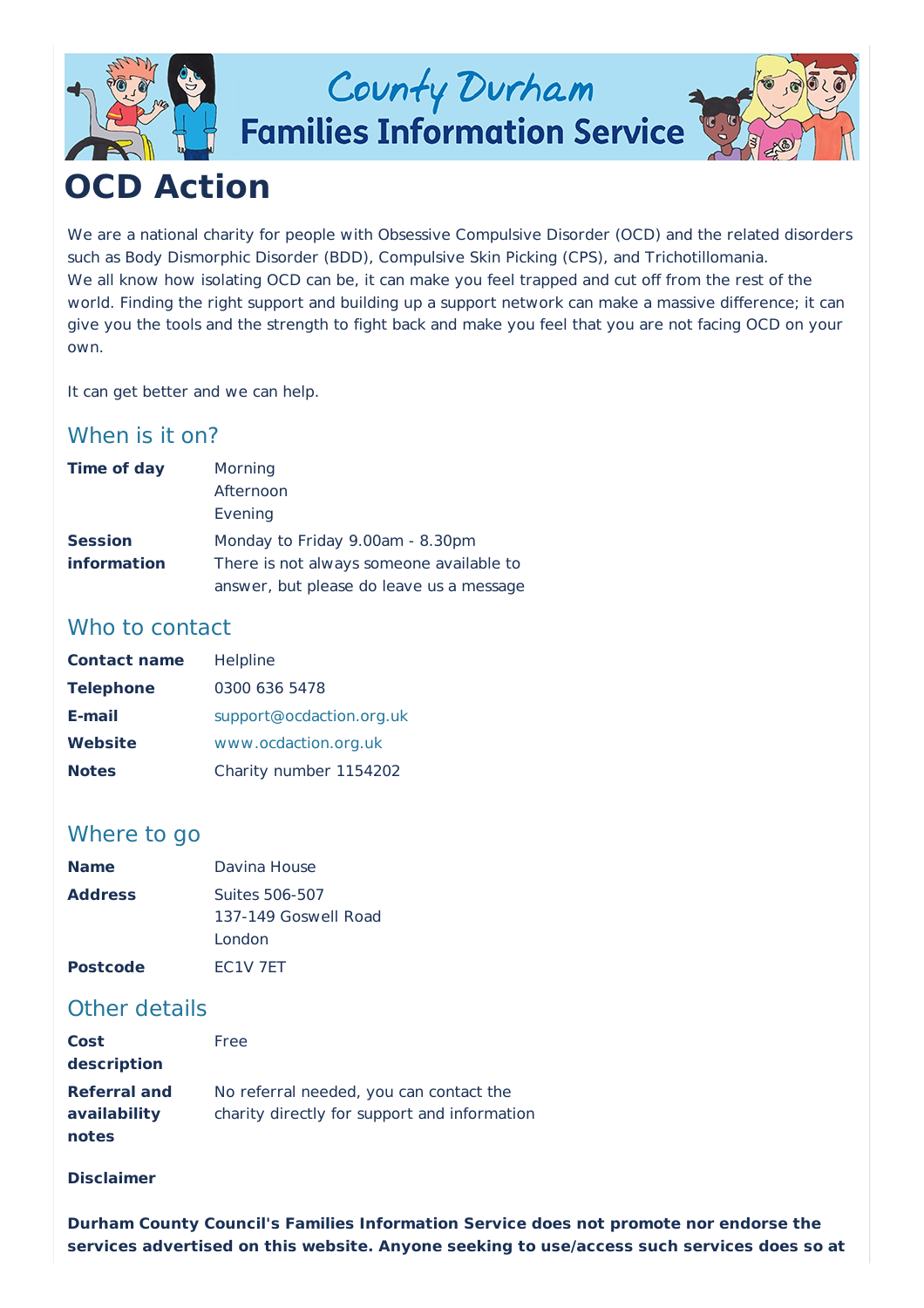# OCD Action

We are a national charity for people with Obsessive Compulsive Disorder (OCD) and the related disorders such as Body Dismorphic Disorder (BDD), Compulsive Skin Picking (CPS), and Trichotillomania.
We all know how isolating OCD can be, it can make you feel trapped and cut off from the rest of the world. Finding the right support and building up a support network can make a massive difference; it can give you the tools and the strength to fight back and make you feel that you are not facing OCD on your own.

It can get better and we can help.

## When is it on?

| | |
|---|---|
| **Time of day** | Morning<br>Afternoon<br>Evening |
| **Session information** | Monday to Friday 9.00am - 8.30pm<br>There is not always someone available to answer, but please do leave us a message |

## Who to contact

| | |
|---|---|
| **Contact name** | Helpline |
| **Telephone** | 0300 636 5478 |
| **E-mail** | support@ocdaction.org.uk |
| **Website** | www.ocdaction.org.uk |
| **Notes** | Charity number 1154202 |

## Where to go

| | |
|---|---|
| **Name** | Davina House |
| **Address** | Suites 506-507<br>137-149 Goswell Road<br>London |
| **Postcode** | EC1V 7ET |

## Other details

| | |
|---|---|
| **Cost description** | Free |
| **Referral and availability notes** | No referral needed, you can contact the charity directly for support and information |

**Disclaimer**

**Durham County Council's Families Information Service does not promote nor endorse the services advertised on this website. Anyone seeking to use/access such services does so at**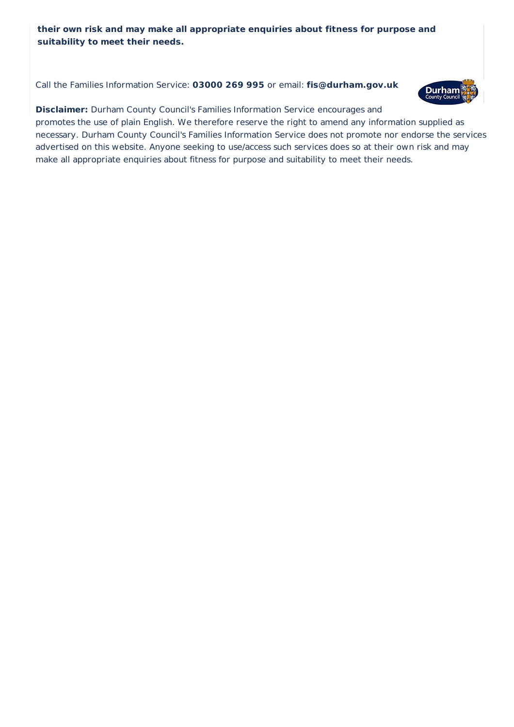**their own risk and may make all appropriate enquiries about fitness for purpose and suitability to meet their needs.**

Call the Families Information Service: **03000 269 995** or email: **fis@durham.gov.uk**

**Disclaimer:** Durham County Council's Families Information Service encourages and promotes the use of plain English. We therefore reserve the right to amend any information supplied as necessary. Durham County Council's Families Information Service does not promote nor endorse the services advertised on this website. Anyone seeking to use/access such services does so at their own risk and may make all appropriate enquiries about fitness for purpose and suitability to meet their needs.